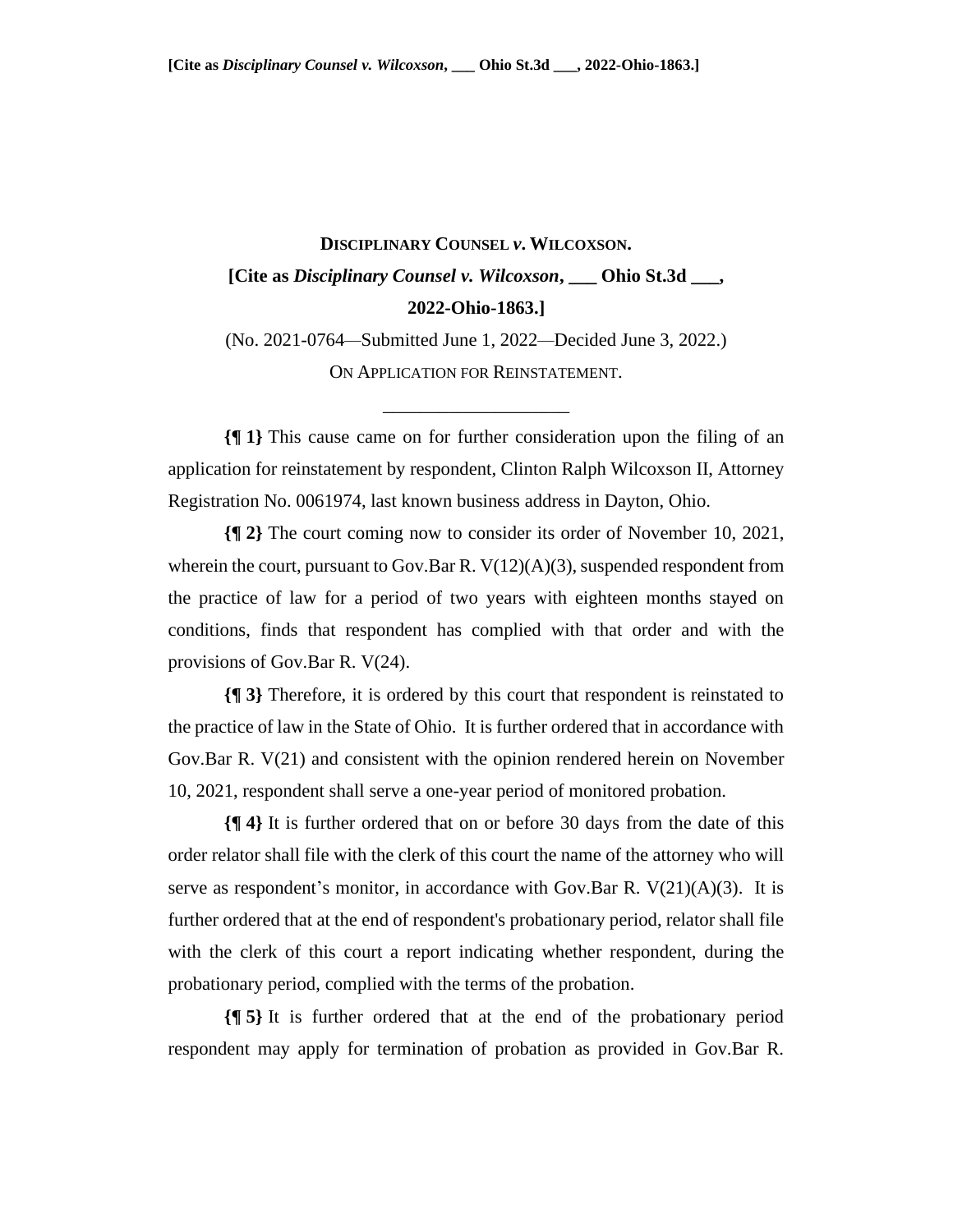**DISCIPLINARY COUNSEL *v*. WILCOXSON.**

**[Cite as *Disciplinary Counsel v. Wilcoxson*, \_\_\_ Ohio St.3d \_\_\_, 2022-Ohio-1863.]**

(No. 2021-0764—Submitted June 1, 2022—Decided June 3, 2022.)

ON APPLICATION FOR REINSTATEMENT.

---

**{¶ 1}** This cause came on for further consideration upon the filing of an application for reinstatement by respondent, Clinton Ralph Wilcoxson II, Attorney Registration No. 0061974, last known business address in Dayton, Ohio.

**{¶ 2}** The court coming now to consider its order of November 10, 2021, wherein the court, pursuant to Gov.Bar R. V(12)(A)(3), suspended respondent from the practice of law for a period of two years with eighteen months stayed on conditions, finds that respondent has complied with that order and with the provisions of Gov.Bar R. V(24).

**{¶ 3}** Therefore, it is ordered by this court that respondent is reinstated to the practice of law in the State of Ohio. It is further ordered that in accordance with Gov.Bar R. V(21) and consistent with the opinion rendered herein on November 10, 2021, respondent shall serve a one-year period of monitored probation.

**{¶ 4}** It is further ordered that on or before 30 days from the date of this order relator shall file with the clerk of this court the name of the attorney who will serve as respondent's monitor, in accordance with Gov.Bar R. V(21)(A)(3). It is further ordered that at the end of respondent's probationary period, relator shall file with the clerk of this court a report indicating whether respondent, during the probationary period, complied with the terms of the probation.

**{¶ 5}** It is further ordered that at the end of the probationary period respondent may apply for termination of probation as provided in Gov.Bar R.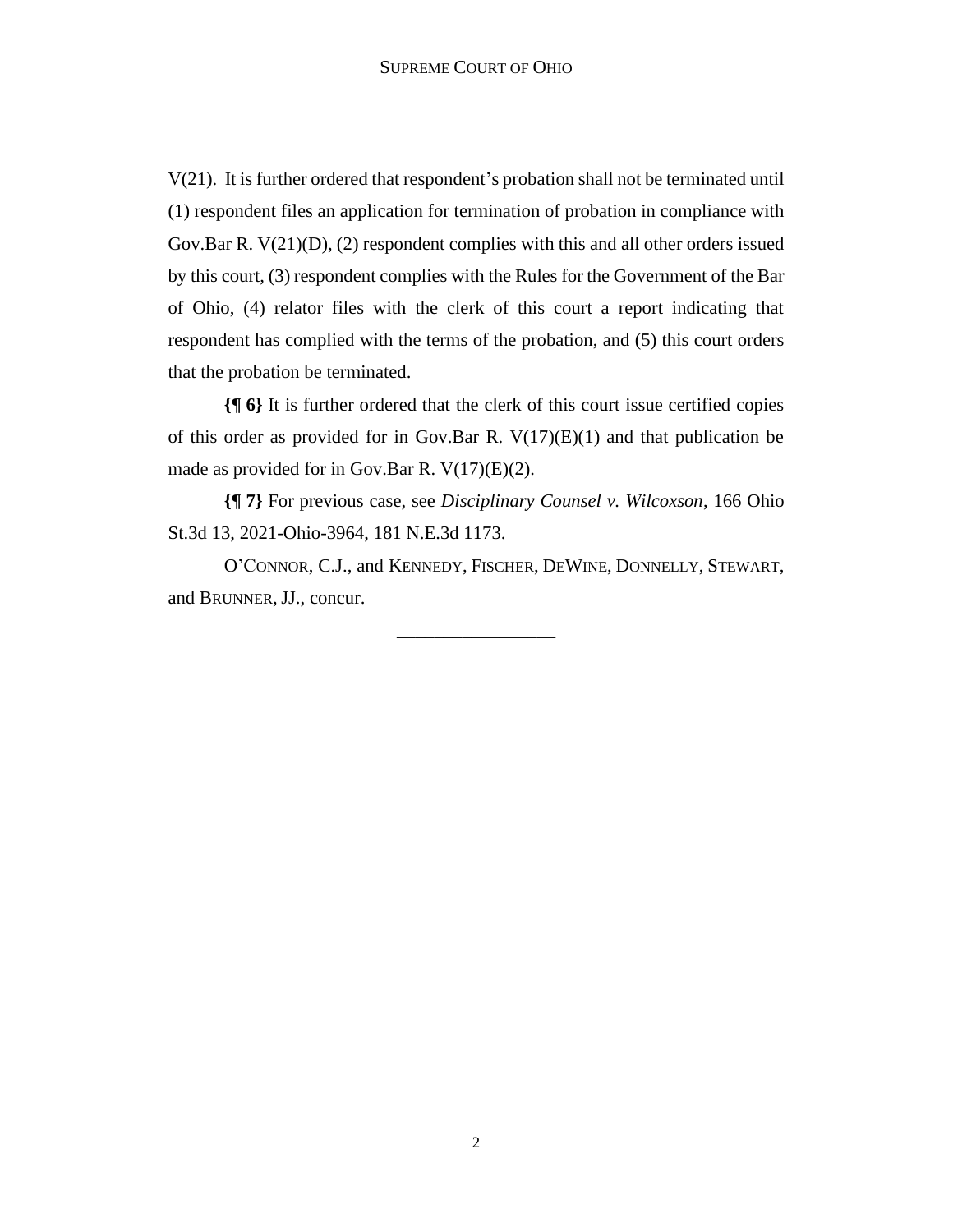V(21). It is further ordered that respondent's probation shall not be terminated until (1) respondent files an application for termination of probation in compliance with Gov.Bar R. V(21)(D), (2) respondent complies with this and all other orders issued by this court, (3) respondent complies with the Rules for the Government of the Bar of Ohio, (4) relator files with the clerk of this court a report indicating that respondent has complied with the terms of the probation, and (5) this court orders that the probation be terminated.

**{¶ 6}** It is further ordered that the clerk of this court issue certified copies of this order as provided for in Gov.Bar R. V(17)(E)(1) and that publication be made as provided for in Gov.Bar R. V(17)(E)(2).

**{¶ 7}** For previous case, see *Disciplinary Counsel v. Wilcoxson*, 166 Ohio St.3d 13, 2021-Ohio-3964, 181 N.E.3d 1173.

O'CONNOR, C.J., and KENNEDY, FISCHER, DEWINE, DONNELLY, STEWART, and BRUNNER, JJ., concur.

\_\_\_\_\_\_\_\_\_\_\_\_\_\_\_\_\_